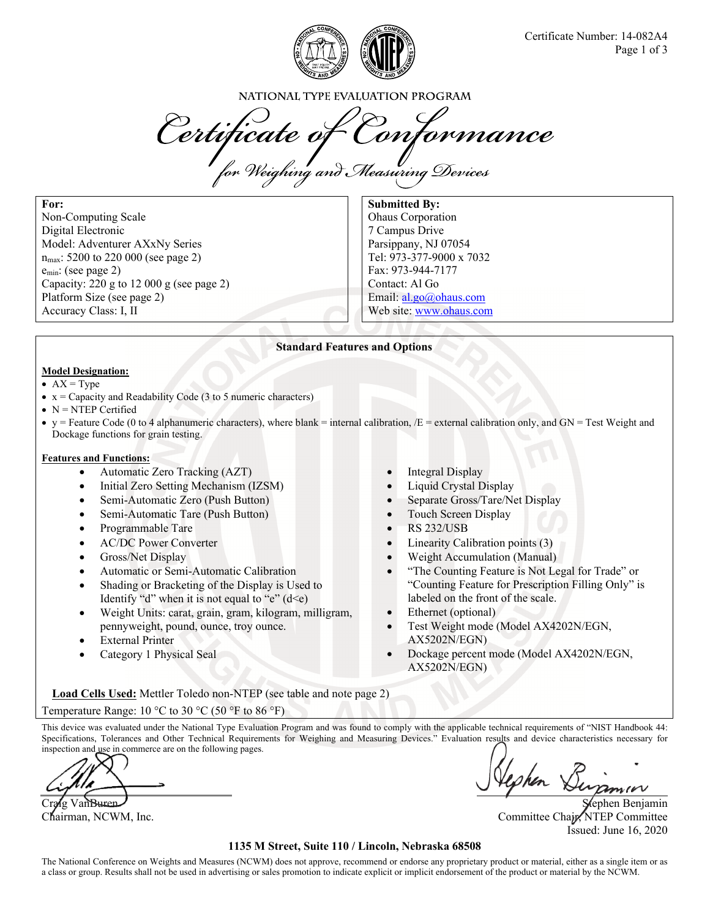Certificate Number: 14-082A4

NATIONAL TYPE EVALUATION PROGRAM

# Certificate of Conformance

## for Weighing and Measuring Devices

**For:**
Non-Computing Scale
Digital Electronic
Model: Adventurer AXxNy Series
$n_{max}$: 5200 to 220 000 (see page 2)
$e_{min}$: (see page 2)
Capacity: 220 g to 12 000 g (see page 2)
Platform Size (see page 2)
Accuracy Class: I, II

**Submitted By:**
Ohaus Corporation
7 Campus Drive
Parsippany, NJ 07054
Tel: 973-377-9000 x 7032
Fax: 973-944-7177
Contact: Al Go
Email: al.go@ohaus.com
Web site: www.ohaus.com

### Standard Features and Options

**Model Designation:**

- AX = Type
- x = Capacity and Readability Code (3 to 5 numeric characters)
- N = NTEP Certified
- y = Feature Code (0 to 4 alphanumeric characters), where blank = internal calibration, /E = external calibration only, and GN = Test Weight and Dockage functions for grain testing.

**Features and Functions:**

- Automatic Zero Tracking (AZT)
- Initial Zero Setting Mechanism (IZSM)
- Semi-Automatic Zero (Push Button)
- Semi-Automatic Tare (Push Button)
- Programmable Tare
- AC/DC Power Converter
- Gross/Net Display
- Automatic or Semi-Automatic Calibration
- Shading or Bracketing of the Display is Used to Identify "d" when it is not equal to "e" (d<e)
- Weight Units: carat, grain, gram, kilogram, milligram, pennyweight, pound, ounce, troy ounce.
- External Printer
- Category 1 Physical Seal
- Integral Display
- Liquid Crystal Display
- Separate Gross/Tare/Net Display
- Touch Screen Display
- RS 232/USB
- Linearity Calibration points (3)
- Weight Accumulation (Manual)
- "The Counting Feature is Not Legal for Trade" or "Counting Feature for Prescription Filling Only" is labeled on the front of the scale.
- Ethernet (optional)
- Test Weight mode (Model AX4202N/EGN, AX5202N/EGN)
- Dockage percent mode (Model AX4202N/EGN, AX5202N/EGN)

**Load Cells Used:** Mettler Toledo non-NTEP (see table and note page 2)

Temperature Range: 10 °C to 30 °C (50 °F to 86 °F)

This device was evaluated under the National Type Evaluation Program and was found to comply with the applicable technical requirements of "NIST Handbook 44: Specifications, Tolerances and Other Technical Requirements for Weighing and Measuring Devices." Evaluation results and device characteristics necessary for inspection and use in commerce are on the following pages.

Craig VanBuren
Chairman, NCWM, Inc.

Stephen Benjamin
Committee Chair, NTEP Committee
Issued: June 16, 2020

**1135 M Street, Suite 110 / Lincoln, Nebraska 68508**

The National Conference on Weights and Measures (NCWM) does not approve, recommend or endorse any proprietary product or material, either as a single item or as a class or group. Results shall not be used in advertising or sales promotion to indicate explicit or implicit endorsement of the product or material by the NCWM.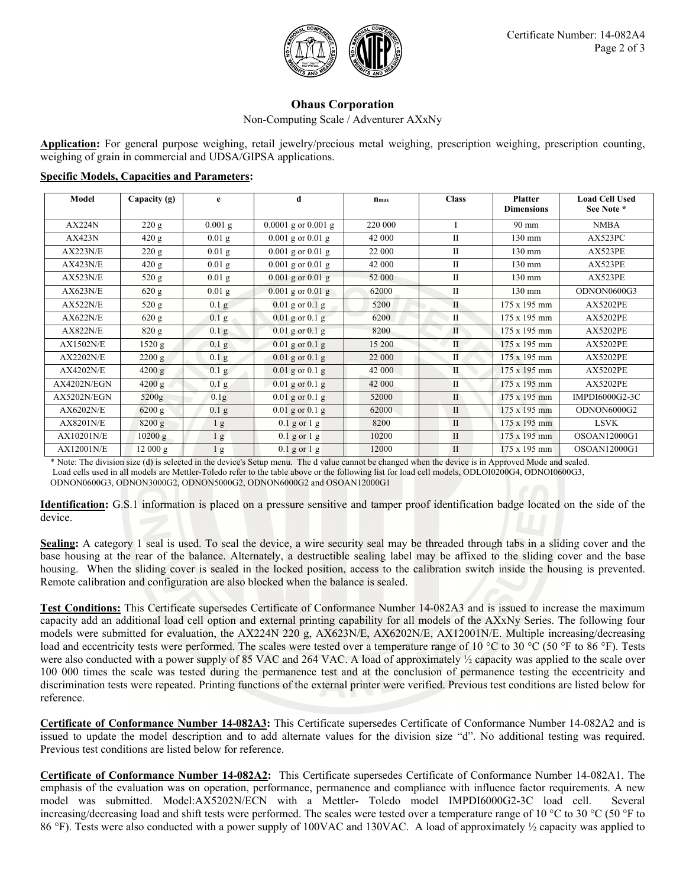## Ohaus Corporation

Non-Computing Scale / Adventurer AXxNy

**Application:** For general purpose weighing, retail jewelry/precious metal weighing, prescription weighing, prescription counting, weighing of grain in commercial and UDSA/GIPSA applications.

**Specific Models, Capacities and Parameters:**

| Model | Capacity (g) | e | d | $n_{max}$ | Class | Platter Dimensions | Load Cell Used See Note * |
|---|---|---|---|---|---|---|---|
| AX224N | 220 g | 0.001 g | 0.0001 g or 0.001 g | 220 000 | I | 90 mm | NMBA |
| AX423N | 420 g | 0.01 g | 0.001 g or 0.01 g | 42 000 | II | 130 mm | AX523PC |
| AX223N/E | 220 g | 0.01 g | 0.001 g or 0.01 g | 22 000 | II | 130 mm | AX523PE |
| AX423N/E | 420 g | 0.01 g | 0.001 g or 0.01 g | 42 000 | II | 130 mm | AX523PE |
| AX523N/E | 520 g | 0.01 g | 0.001 g or 0.01 g | 52 000 | II | 130 mm | AX523PE |
| AX623N/E | 620 g | 0.01 g | 0.001 g or 0.01 g | 62000 | II | 130 mm | ODNON0600G3 |
| AX522N/E | 520 g | 0.1 g | 0.01 g or 0.1 g | 5200 | II | 175 x 195 mm | AX5202PE |
| AX622N/E | 620 g | 0.1 g | 0.01 g or 0.1 g | 6200 | II | 175 x 195 mm | AX5202PE |
| AX822N/E | 820 g | 0.1 g | 0.01 g or 0.1 g | 8200 | II | 175 x 195 mm | AX5202PE |
| AX1502N/E | 1520 g | 0.1 g | 0.01 g or 0.1 g | 15 200 | II | 175 x 195 mm | AX5202PE |
| AX2202N/E | 2200 g | 0.1 g | 0.01 g or 0.1 g | 22 000 | II | 175 x 195 mm | AX5202PE |
| AX4202N/E | 4200 g | 0.1 g | 0.01 g or 0.1 g | 42 000 | II | 175 x 195 mm | AX5202PE |
| AX4202N/EGN | 4200 g | 0.1 g | 0.01 g or 0.1 g | 42 000 | II | 175 x 195 mm | AX5202PE |
| AX5202N/EGN | 5200g | 0.1g | 0.01 g or 0.1 g | 52000 | II | 175 x 195 mm | IMPDI6000G2-3C |
| AX6202N/E | 6200 g | 0.1 g | 0.01 g or 0.1 g | 62000 | II | 175 x 195 mm | ODNON6000G2 |
| AX8201N/E | 8200 g | 1 g | 0.1 g or 1 g | 8200 | II | 175 x 195 mm | LSVK |
| AX10201N/E | 10200 g | 1 g | 0.1 g or 1 g | 10200 | II | 175 x 195 mm | OSOAN12000G1 |
| AX12001N/E | 12 000 g | 1 g | 0.1 g or 1 g | 12000 | II | 175 x 195 mm | OSOAN12000G1 |

* Note: The division size (d) is selected in the device's Setup menu. The d value cannot be changed when the device is in Approved Mode and sealed. Load cells used in all models are Mettler-Toledo refer to the table above or the following list for load cell models, ODLOI0200G4, ODNOI0600G3, ODNON0600G3, ODNON3000G2, ODNON5000G2, ODNON6000G2 and OSOAN12000G1

**Identification:** G.S.1 information is placed on a pressure sensitive and tamper proof identification badge located on the side of the device.

**Sealing:** A category 1 seal is used. To seal the device, a wire security seal may be threaded through tabs in a sliding cover and the base housing at the rear of the balance. Alternately, a destructible sealing label may be affixed to the sliding cover and the base housing. When the sliding cover is sealed in the locked position, access to the calibration switch inside the housing is prevented. Remote calibration and configuration are also blocked when the balance is sealed.

**Test Conditions:** This Certificate supersedes Certificate of Conformance Number 14-082A3 and is issued to increase the maximum capacity add an additional load cell option and external printing capability for all models of the AXxNy Series. The following four models were submitted for evaluation, the AX224N 220 g, AX623N/E, AX6202N/E, AX12001N/E. Multiple increasing/decreasing load and eccentricity tests were performed. The scales were tested over a temperature range of 10 °C to 30 °C (50 °F to 86 °F). Tests were also conducted with a power supply of 85 VAC and 264 VAC. A load of approximately ½ capacity was applied to the scale over 100 000 times the scale was tested during the permanence test and at the conclusion of permanence testing the eccentricity and discrimination tests were repeated. Printing functions of the external printer were verified. Previous test conditions are listed below for reference.

**Certificate of Conformance Number 14-082A3:** This Certificate supersedes Certificate of Conformance Number 14-082A2 and is issued to update the model description and to add alternate values for the division size "d". No additional testing was required. Previous test conditions are listed below for reference.

**Certificate of Conformance Number 14-082A2:** This Certificate supersedes Certificate of Conformance Number 14-082A1. The emphasis of the evaluation was on operation, performance, permanence and compliance with influence factor requirements. A new model was submitted. Model:AX5202N/ECN with a Mettler- Toledo model IMPDI6000G2-3C load cell. Several increasing/decreasing load and shift tests were performed. The scales were tested over a temperature range of 10 °C to 30 °C (50 °F to 86 °F). Tests were also conducted with a power supply of 100VAC and 130VAC. A load of approximately ½ capacity was applied to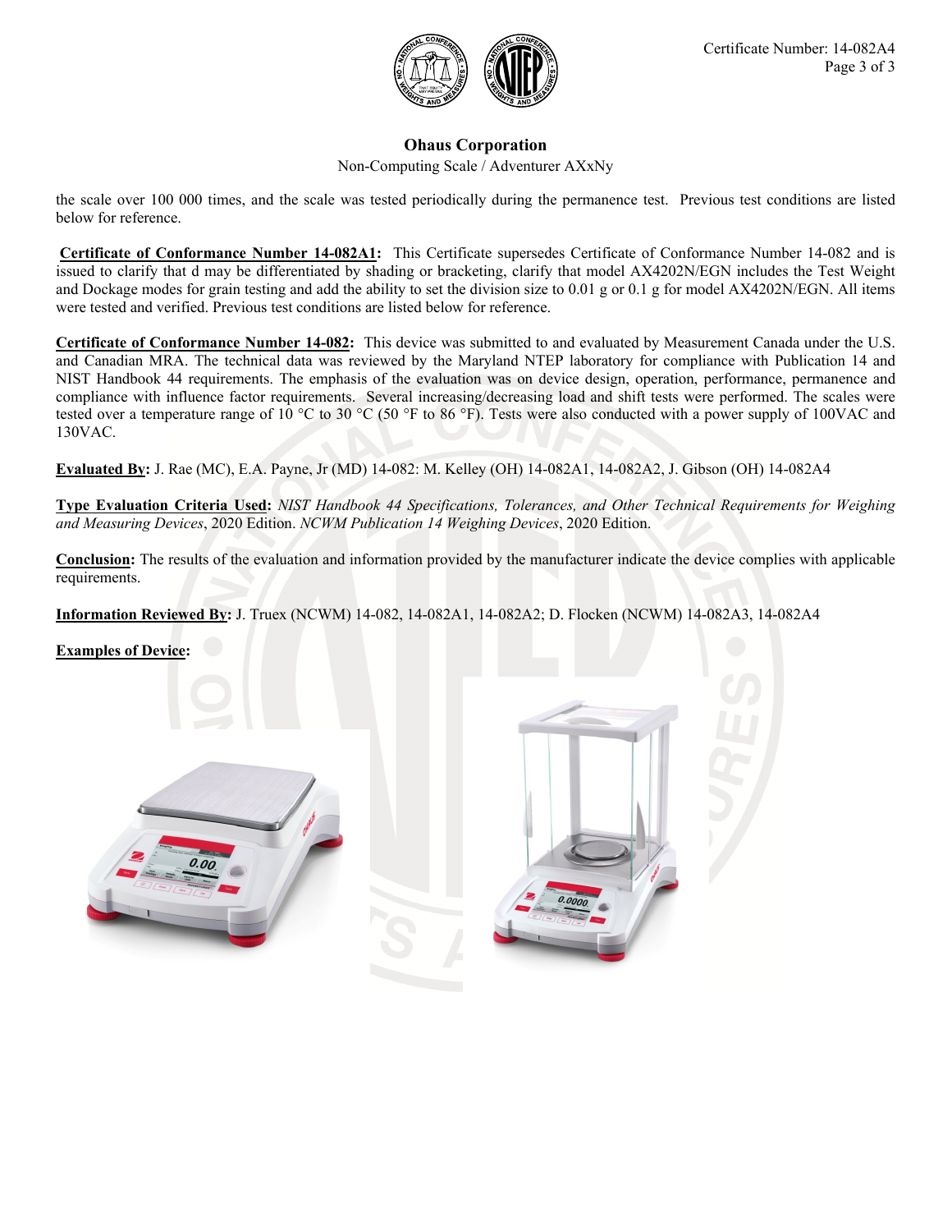**Ohaus Corporation**

Non-Computing Scale / Adventurer AXxNy

the scale over 100 000 times, and the scale was tested periodically during the permanence test. Previous test conditions are listed below for reference.

**Certificate of Conformance Number 14-082A1:** This Certificate supersedes Certificate of Conformance Number 14-082 and is issued to clarify that d may be differentiated by shading or bracketing, clarify that model AX4202N/EGN includes the Test Weight and Dockage modes for grain testing and add the ability to set the division size to 0.01 g or 0.1 g for model AX4202N/EGN. All items were tested and verified. Previous test conditions are listed below for reference.

**Certificate of Conformance Number 14-082:** This device was submitted to and evaluated by Measurement Canada under the U.S. and Canadian MRA. The technical data was reviewed by the Maryland NTEP laboratory for compliance with Publication 14 and NIST Handbook 44 requirements. The emphasis of the evaluation was on device design, operation, performance, permanence and compliance with influence factor requirements. Several increasing/decreasing load and shift tests were performed. The scales were tested over a temperature range of 10 °C to 30 °C (50 °F to 86 °F). Tests were also conducted with a power supply of 100VAC and 130VAC.

**Evaluated By:** J. Rae (MC), E.A. Payne, Jr (MD) 14-082: M. Kelley (OH) 14-082A1, 14-082A2, J. Gibson (OH) 14-082A4

**Type Evaluation Criteria Used:** *NIST Handbook 44 Specifications, Tolerances, and Other Technical Requirements for Weighing and Measuring Devices*, 2020 Edition. *NCWM Publication 14 Weighing Devices*, 2020 Edition.

**Conclusion:** The results of the evaluation and information provided by the manufacturer indicate the device complies with applicable requirements.

**Information Reviewed By:** J. Truex (NCWM) 14-082, 14-082A1, 14-082A2; D. Flocken (NCWM) 14-082A3, 14-082A4

**Examples of Device:**